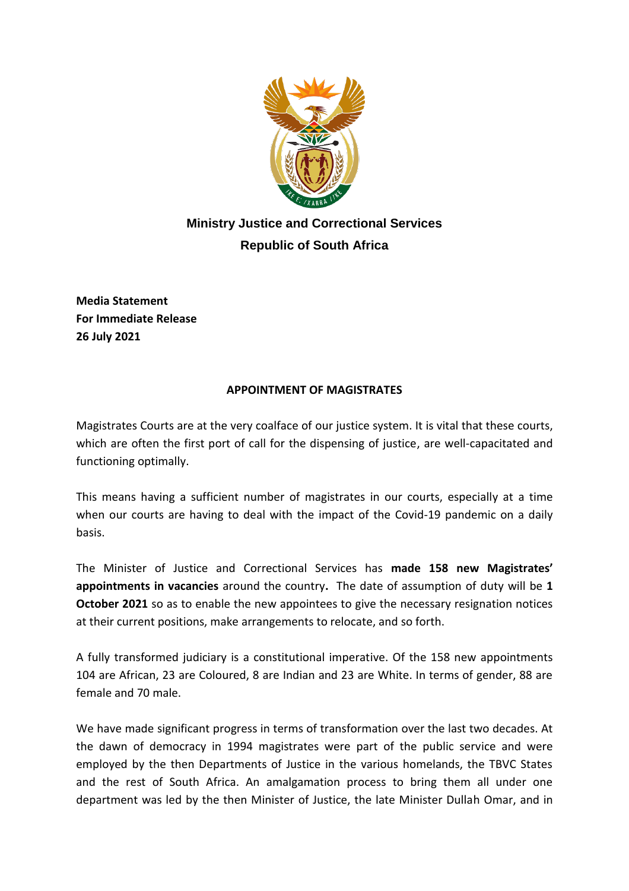**Ministry Justice and Correctional Services**
**Republic of South Africa**

**Media Statement**
**For Immediate Release**
**26 July 2021**

## APPOINTMENT OF MAGISTRATES

Magistrates Courts are at the very coalface of our justice system. It is vital that these courts, which are often the first port of call for the dispensing of justice, are well-capacitated and functioning optimally.

This means having a sufficient number of magistrates in our courts, especially at a time when our courts are having to deal with the impact of the Covid-19 pandemic on a daily basis.

The Minister of Justice and Correctional Services has **made 158 new Magistrates' appointments in vacancies** around the country**.** The date of assumption of duty will be **1 October 2021** so as to enable the new appointees to give the necessary resignation notices at their current positions, make arrangements to relocate, and so forth.

A fully transformed judiciary is a constitutional imperative. Of the 158 new appointments 104 are African, 23 are Coloured, 8 are Indian and 23 are White. In terms of gender, 88 are female and 70 male.

We have made significant progress in terms of transformation over the last two decades. At the dawn of democracy in 1994 magistrates were part of the public service and were employed by the then Departments of Justice in the various homelands, the TBVC States and the rest of South Africa. An amalgamation process to bring them all under one department was led by the then Minister of Justice, the late Minister Dullah Omar, and in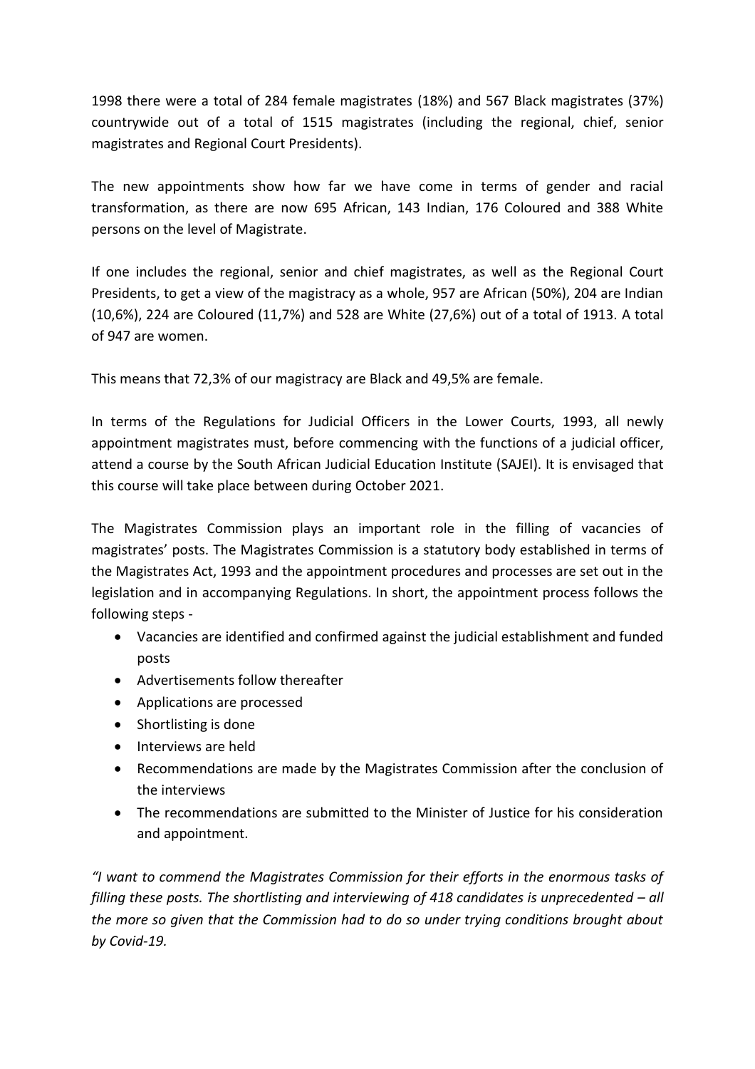1998 there were a total of 284 female magistrates (18%) and 567 Black magistrates (37%) countrywide out of a total of 1515 magistrates (including the regional, chief, senior magistrates and Regional Court Presidents).

The new appointments show how far we have come in terms of gender and racial transformation, as there are now 695 African, 143 Indian, 176 Coloured and 388 White persons on the level of Magistrate.

If one includes the regional, senior and chief magistrates, as well as the Regional Court Presidents, to get a view of the magistracy as a whole, 957 are African (50%), 204 are Indian (10,6%), 224 are Coloured (11,7%) and 528 are White (27,6%) out of a total of 1913. A total of 947 are women.

This means that 72,3% of our magistracy are Black and 49,5% are female.

In terms of the Regulations for Judicial Officers in the Lower Courts, 1993, all newly appointment magistrates must, before commencing with the functions of a judicial officer, attend a course by the South African Judicial Education Institute (SAJEI). It is envisaged that this course will take place between during October 2021.

The Magistrates Commission plays an important role in the filling of vacancies of magistrates' posts. The Magistrates Commission is a statutory body established in terms of the Magistrates Act, 1993 and the appointment procedures and processes are set out in the legislation and in accompanying Regulations. In short, the appointment process follows the following steps -

- Vacancies are identified and confirmed against the judicial establishment and funded posts
- Advertisements follow thereafter
- Applications are processed
- Shortlisting is done
- Interviews are held
- Recommendations are made by the Magistrates Commission after the conclusion of the interviews
- The recommendations are submitted to the Minister of Justice for his consideration and appointment.

*"I want to commend the Magistrates Commission for their efforts in the enormous tasks of filling these posts. The shortlisting and interviewing of 418 candidates is unprecedented – all the more so given that the Commission had to do so under trying conditions brought about by Covid-19.*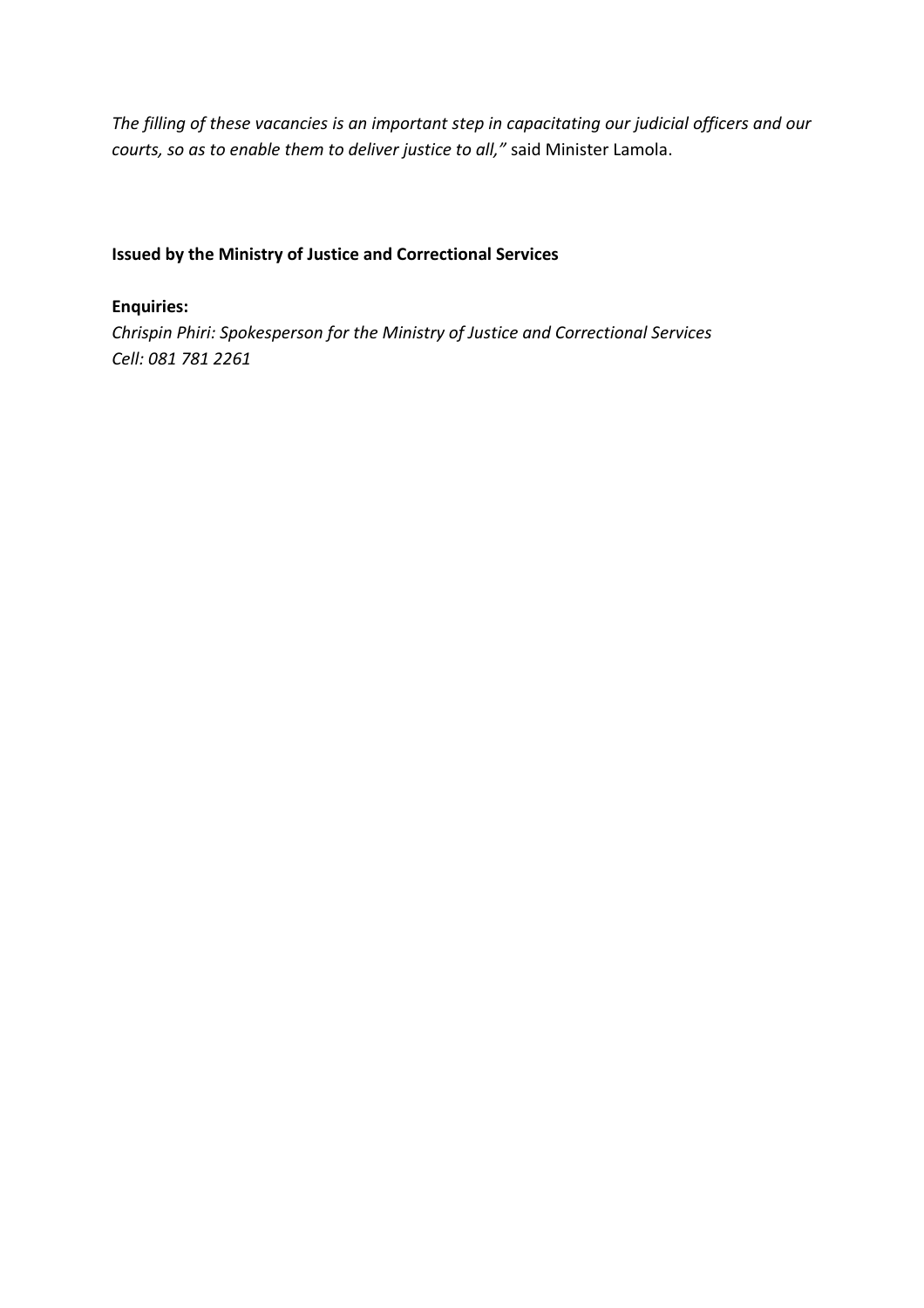*The filling of these vacancies is an important step in capacitating our judicial officers and our courts, so as to enable them to deliver justice to all,"* said Minister Lamola.

**Issued by the Ministry of Justice and Correctional Services**

**Enquiries:**

*Chrispin Phiri: Spokesperson for the Ministry of Justice and Correctional Services*
*Cell: 081 781 2261*